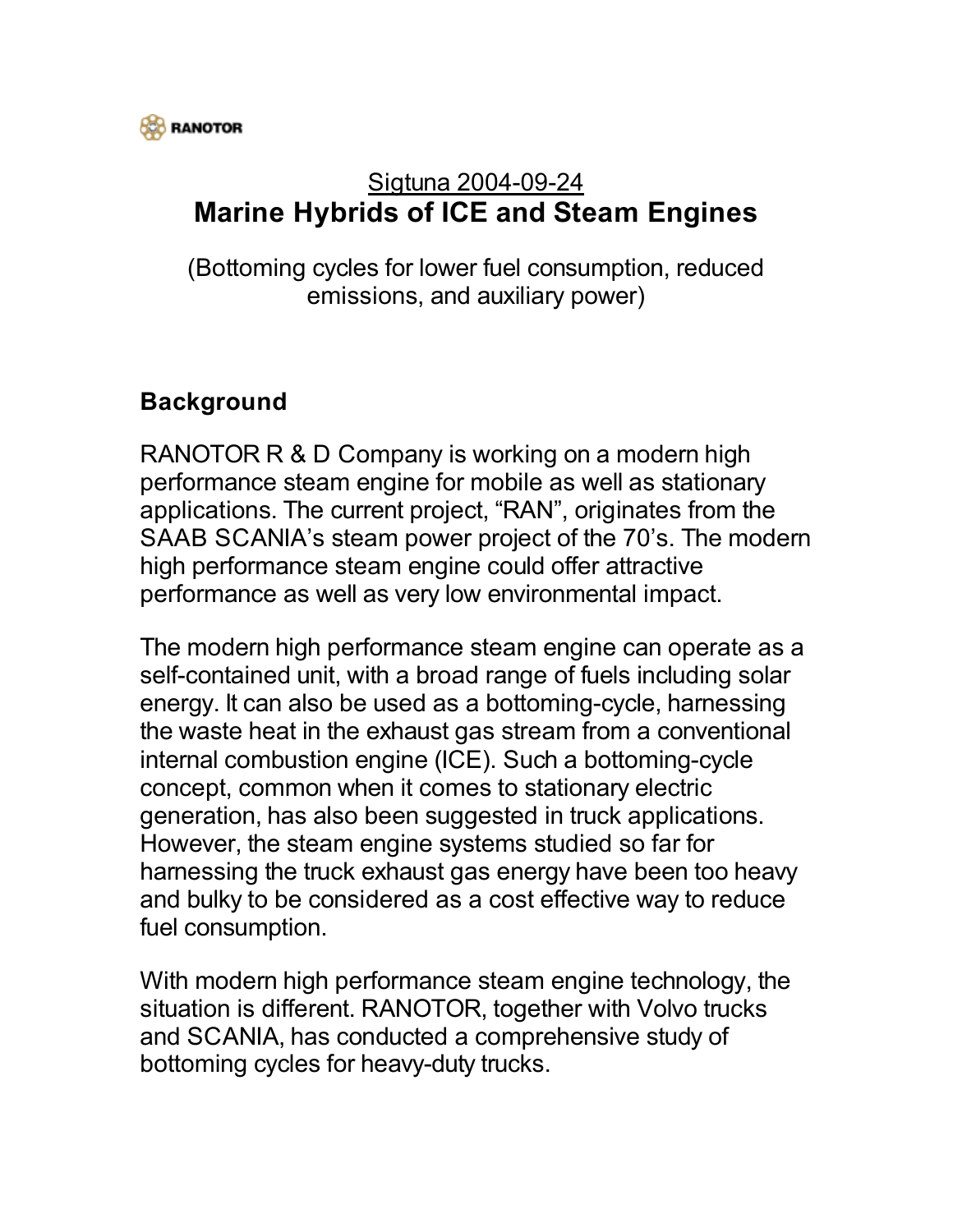RANOTOR

Sigtuna 2004-09-24

# Marine Hybrids of ICE and Steam Engines

(Bottoming cycles for lower fuel consumption, reduced emissions, and auxiliary power)

## Background

RANOTOR R & D Company is working on a modern high performance steam engine for mobile as well as stationary applications. The current project, "RAN", originates from the SAAB SCANIA's steam power project of the 70's. The modern high performance steam engine could offer attractive performance as well as very low environmental impact.

The modern high performance steam engine can operate as a self-contained unit, with a broad range of fuels including solar energy. It can also be used as a bottoming-cycle, harnessing the waste heat in the exhaust gas stream from a conventional internal combustion engine (ICE). Such a bottoming-cycle concept, common when it comes to stationary electric generation, has also been suggested in truck applications. However, the steam engine systems studied so far for harnessing the truck exhaust gas energy have been too heavy and bulky to be considered as a cost effective way to reduce fuel consumption.

With modern high performance steam engine technology, the situation is different. RANOTOR, together with Volvo trucks and SCANIA, has conducted a comprehensive study of bottoming cycles for heavy-duty trucks.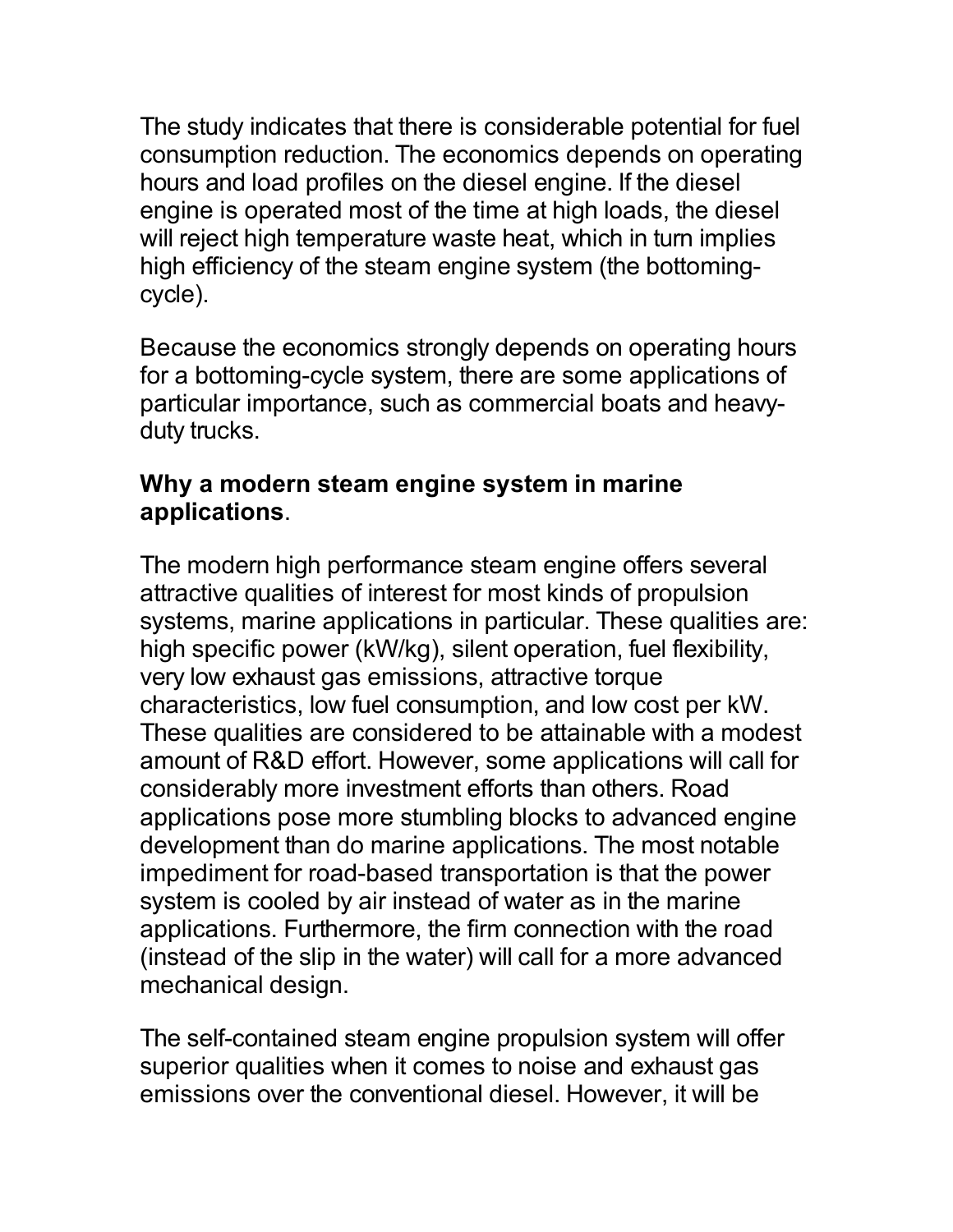The study indicates that there is considerable potential for fuel consumption reduction. The economics depends on operating hours and load profiles on the diesel engine. If the diesel engine is operated most of the time at high loads, the diesel will reject high temperature waste heat, which in turn implies high efficiency of the steam engine system (the bottoming-cycle).

Because the economics strongly depends on operating hours for a bottoming-cycle system, there are some applications of particular importance, such as commercial boats and heavy-duty trucks.

**Why a modern steam engine system in marine applications**.

The modern high performance steam engine offers several attractive qualities of interest for most kinds of propulsion systems, marine applications in particular. These qualities are: high specific power (kW/kg), silent operation, fuel flexibility, very low exhaust gas emissions, attractive torque characteristics, low fuel consumption, and low cost per kW. These qualities are considered to be attainable with a modest amount of R&D effort. However, some applications will call for considerably more investment efforts than others. Road applications pose more stumbling blocks to advanced engine development than do marine applications. The most notable impediment for road-based transportation is that the power system is cooled by air instead of water as in the marine applications. Furthermore, the firm connection with the road (instead of the slip in the water) will call for a more advanced mechanical design.

The self-contained steam engine propulsion system will offer superior qualities when it comes to noise and exhaust gas emissions over the conventional diesel. However, it will be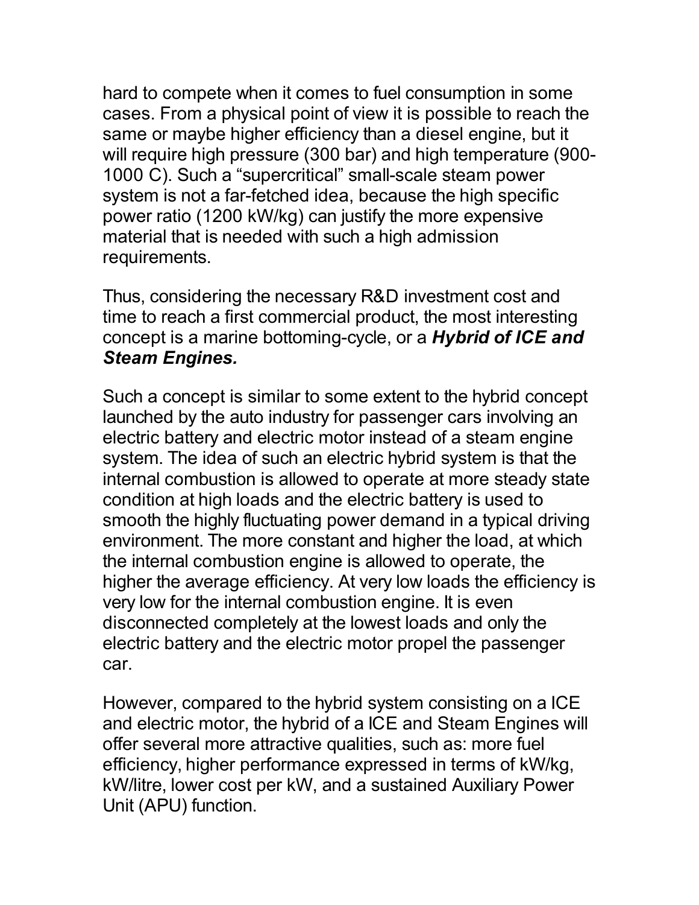hard to compete when it comes to fuel consumption in some cases. From a physical point of view it is possible to reach the same or maybe higher efficiency than a diesel engine, but it will require high pressure (300 bar) and high temperature (900-1000 C). Such a “supercritical” small-scale steam power system is not a far-fetched idea, because the high specific power ratio (1200 kW/kg) can justify the more expensive material that is needed with such a high admission requirements.

Thus, considering the necessary R&D investment cost and time to reach a first commercial product, the most interesting concept is a marine bottoming-cycle, or a ***Hybrid of ICE and Steam Engines.***

Such a concept is similar to some extent to the hybrid concept launched by the auto industry for passenger cars involving an electric battery and electric motor instead of a steam engine system. The idea of such an electric hybrid system is that the internal combustion is allowed to operate at more steady state condition at high loads and the electric battery is used to smooth the highly fluctuating power demand in a typical driving environment. The more constant and higher the load, at which the internal combustion engine is allowed to operate, the higher the average efficiency. At very low loads the efficiency is very low for the internal combustion engine. It is even disconnected completely at the lowest loads and only the electric battery and the electric motor propel the passenger car.

However, compared to the hybrid system consisting on a ICE and electric motor, the hybrid of a ICE and Steam Engines will offer several more attractive qualities, such as: more fuel efficiency, higher performance expressed in terms of kW/kg, kW/litre, lower cost per kW, and a sustained Auxiliary Power Unit (APU) function.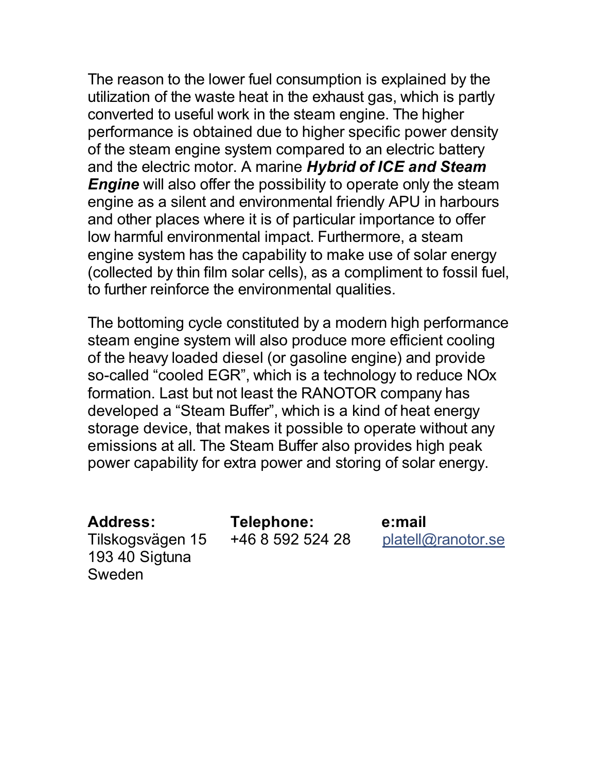The reason to the lower fuel consumption is explained by the utilization of the waste heat in the exhaust gas, which is partly converted to useful work in the steam engine. The higher performance is obtained due to higher specific power density of the steam engine system compared to an electric battery and the electric motor. A marine ***Hybrid of ICE and Steam Engine*** will also offer the possibility to operate only the steam engine as a silent and environmental friendly APU in harbours and other places where it is of particular importance to offer low harmful environmental impact. Furthermore, a steam engine system has the capability to make use of solar energy (collected by thin film solar cells), as a compliment to fossil fuel, to further reinforce the environmental qualities.

The bottoming cycle constituted by a modern high performance steam engine system will also produce more efficient cooling of the heavy loaded diesel (or gasoline engine) and provide so-called "cooled EGR", which is a technology to reduce NOx formation. Last but not least the RANOTOR company has developed a "Steam Buffer", which is a kind of heat energy storage device, that makes it possible to operate without any emissions at all. The Steam Buffer also provides high peak power capability for extra power and storing of solar energy.

| **Address:** | **Telephone:** | **e:mail** |
| --- | --- | --- |
| Tilskogsvägen 15<br>193 40 Sigtuna<br>Sweden | +46 8 592 524 28 | platell@ranotor.se |